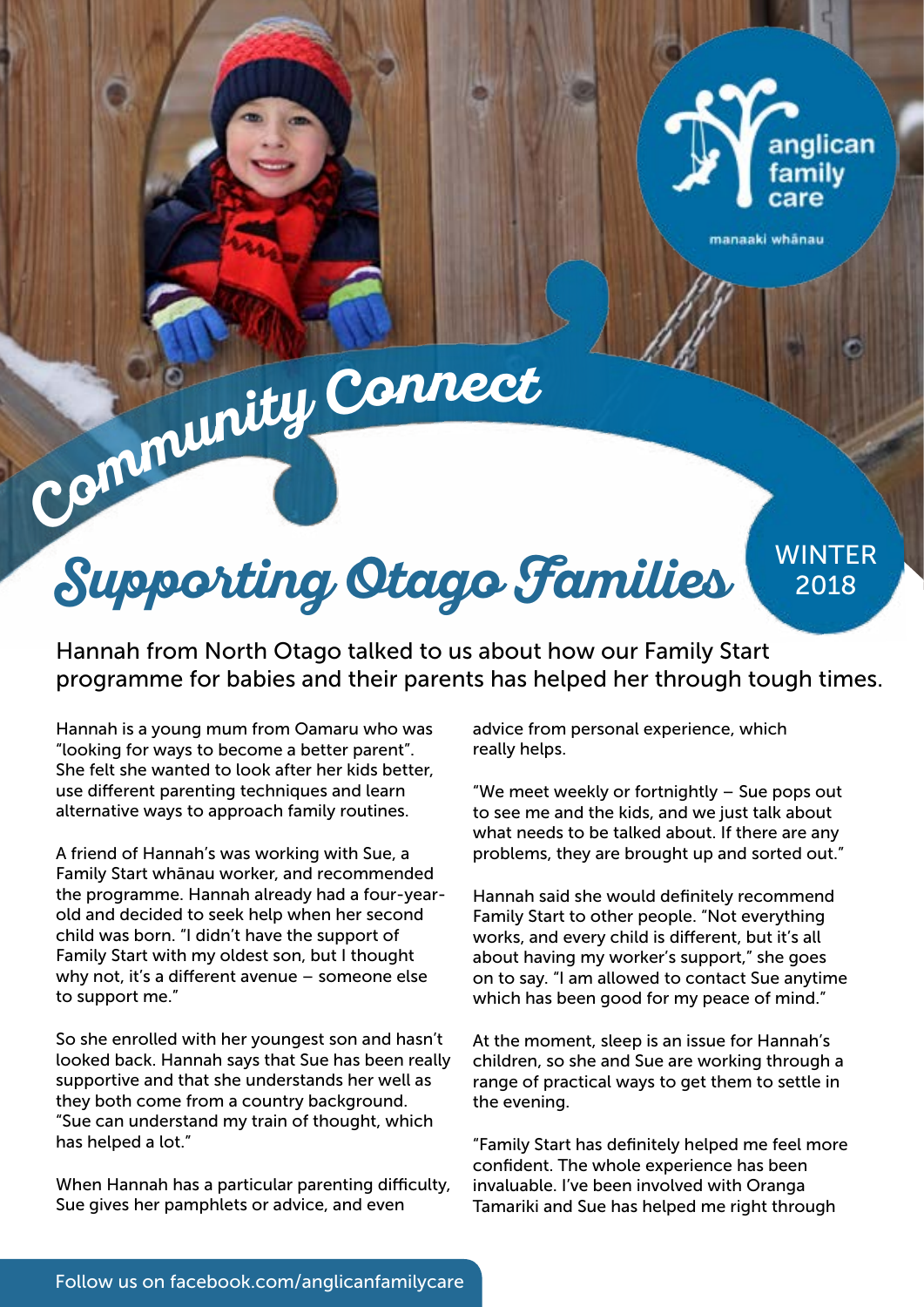anglican family care

manaaki whānau

# Community Connect

## Supporting Otago Families

WINTER 2018

Hannah from North Otago talked to us about how our Family Start programme for babies and their parents has helped her through tough times.

Hannah is a young mum from Oamaru who was "looking for ways to become a better parent". She felt she wanted to look after her kids better, use different parenting techniques and learn alternative ways to approach family routines.

A friend of Hannah's was working with Sue, a Family Start whānau worker, and recommended the programme. Hannah already had a four-year-old and decided to seek help when her second child was born. "I didn't have the support of Family Start with my oldest son, but I thought why not, it's a different avenue – someone else to support me."

So she enrolled with her youngest son and hasn't looked back. Hannah says that Sue has been really supportive and that she understands her well as they both come from a country background. "Sue can understand my train of thought, which has helped a lot."

When Hannah has a particular parenting difficulty, Sue gives her pamphlets or advice, and even advice from personal experience, which really helps.

"We meet weekly or fortnightly – Sue pops out to see me and the kids, and we just talk about what needs to be talked about. If there are any problems, they are brought up and sorted out."

Hannah said she would definitely recommend Family Start to other people. "Not everything works, and every child is different, but it's all about having my worker's support," she goes on to say. "I am allowed to contact Sue anytime which has been good for my peace of mind."

At the moment, sleep is an issue for Hannah's children, so she and Sue are working through a range of practical ways to get them to settle in the evening.

"Family Start has definitely helped me feel more confident. The whole experience has been invaluable. I've been involved with Oranga Tamariki and Sue has helped me right through

Follow us on facebook.com/anglicanfamilycare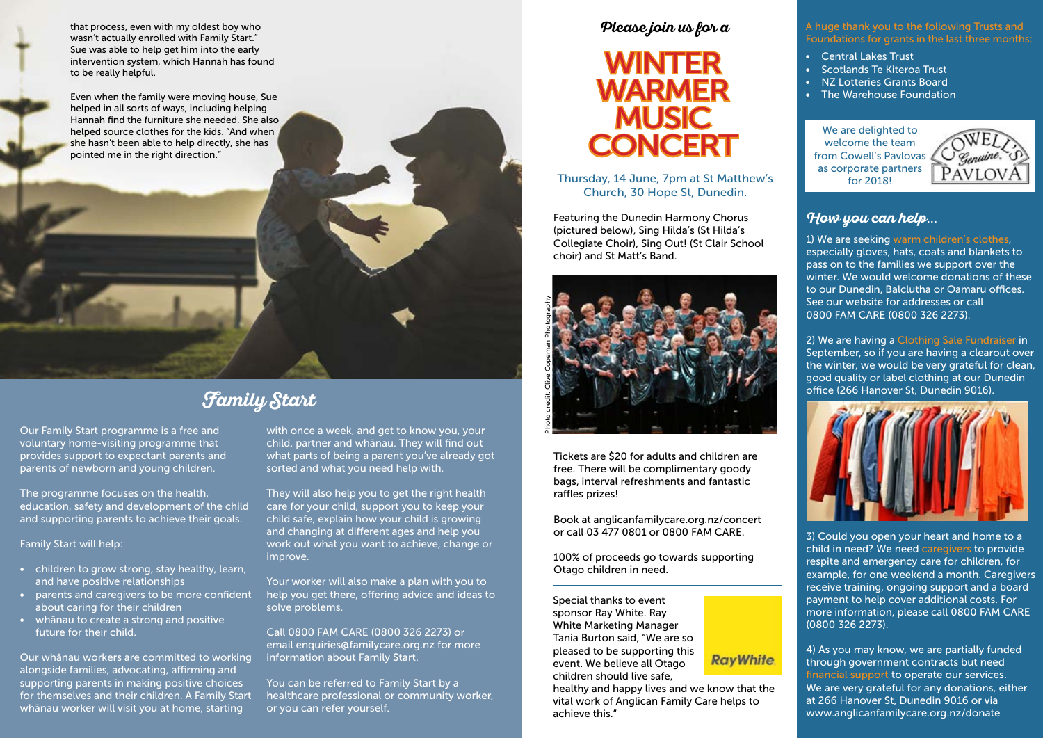that process, even with my oldest boy who wasn't actually enrolled with Family Start." Sue was able to help get him into the early intervention system, which Hannah has found to be really helpful.

Even when the family were moving house, Sue helped in all sorts of ways, including helping Hannah find the furniture she needed. She also helped source clothes for the kids. "And when she hasn't been able to help directly, she has pointed me in the right direction."

## Family Start

Our Family Start programme is a free and voluntary home-visiting programme that provides support to expectant parents and parents of newborn and young children.

The programme focuses on the health, education, safety and development of the child and supporting parents to achieve their goals.

Family Start will help:

- children to grow strong, stay healthy, learn, and have positive relationships
- parents and caregivers to be more confident about caring for their children
- whānau to create a strong and positive future for their child.

Our whānau workers are committed to working alongside families, advocating, affirming and supporting parents in making positive choices for themselves and their children. A Family Start whānau worker will visit you at home, starting with once a week, and get to know you, your child, partner and whānau. They will find out what parts of being a parent you've already got sorted and what you need help with.

They will also help you to get the right health care for your child, support you to keep your child safe, explain how your child is growing and changing at different ages and help you work out what you want to achieve, change or improve.

Your worker will also make a plan with you to help you get there, offering advice and ideas to solve problems.

Call 0800 FAM CARE (0800 326 2273) or email enquiries@familycare.org.nz for more information about Family Start.

You can be referred to Family Start by a healthcare professional or community worker, or you can refer yourself.

*Please join us for a*

# WINTER WARMER MUSIC CONCERT

Thursday, 14 June, 7pm at St Matthew's Church, 30 Hope St, Dunedin.

Featuring the Dunedin Harmony Chorus (pictured below), Sing Hilda's (St Hilda's Collegiate Choir), Sing Out! (St Clair School choir) and St Matt's Band.

Photo credit: Clive Copeman Photography

Tickets are $20 for adults and children are free. There will be complimentary goody bags, interval refreshments and fantastic raffles prizes!

Book at anglicanfamilycare.org.nz/concert or call 03 477 0801 or 0800 FAM CARE.

100% of proceeds go towards supporting Otago children in need.

Special thanks to event sponsor Ray White. Ray White Marketing Manager Tania Burton said, "We are so pleased to be supporting this event. We believe all Otago children should live safe, healthy and happy lives and we know that the vital work of Anglican Family Care helps to achieve this."

RayWhite

A huge thank you to the following Trusts and Foundations for grants in the last three months:

- Central Lakes Trust
- Scotlands Te Kiteroa Trust
- NZ Lotteries Grants Board
- The Warehouse Foundation

We are delighted to welcome the team from Cowell's Pavlovas as corporate partners for 2018!

Cowell's Genuine Pavlova

## *How you can help...*

1) We are seeking warm children's clothes, especially gloves, hats, coats and blankets to pass on to the families we support over the winter. We would welcome donations of these to our Dunedin, Balclutha or Oamaru offices. See our website for addresses or call 0800 FAM CARE (0800 326 2273).

2) We are having a Clothing Sale Fundraiser in September, so if you are having a clearout over the winter, we would be very grateful for clean, good quality or label clothing at our Dunedin office (266 Hanover St, Dunedin 9016).

3) Could you open your heart and home to a child in need? We need caregivers to provide respite and emergency care for children, for example, for one weekend a month. Caregivers receive training, ongoing support and a board payment to help cover additional costs. For more information, please call 0800 FAM CARE (0800 326 2273).

4) As you may know, we are partially funded through government contracts but need financial support to operate our services. We are very grateful for any donations, either at 266 Hanover St, Dunedin 9016 or via www.anglicanfamilycare.org.nz/donate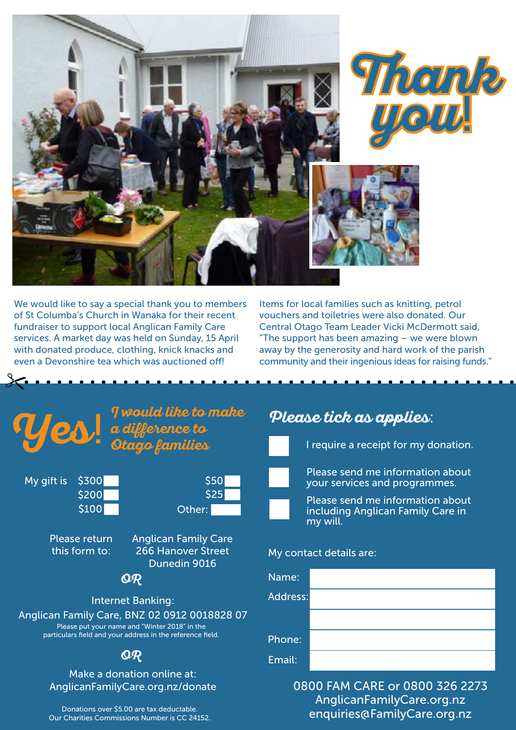# Thank you!

We would like to say a special thank you to members of St Columba's Church in Wanaka for their recent fundraiser to support local Anglican Family Care services. A market day was held on Sunday, 15 April with donated produce, clothing, knick knacks and even a Devonshire tea which was auctioned off!

Items for local families such as knitting, petrol vouchers and toiletries were also donated. Our Central Otago Team Leader Vicki McDermott said, "The support has been amazing – we were blown away by the generosity and hard work of the parish community and their ingenious ideas for raising funds."

---

## Yes! I would like to make a difference to Otago families

My gift is

- $300 ☐
- $200 ☐
- $100 ☐
- $50 ☐
- $25 ☐
- Other: ______

Please return this form to: Anglican Family Care
266 Hanover Street
Dunedin 9016

**OR**

Internet Banking:
Anglican Family Care, BNZ 02 0912 0018828 07

Please put your name and "Winter 2018" in the particulars field and your address in the reference field.

**OR**

Make a donation online at:
AnglicanFamilyCare.org.nz/donate

Donations over $5.00 are tax deductable.
Our Charities Commissions Number is CC 24152.

## Please tick as applies:

- ☐ I require a receipt for my donation.
- ☐ Please send me information about your services and programmes.
- ☐ Please send me information about including Anglican Family Care in my will.

My contact details are:

Name: ______

Address: ______

Phone: ______

Email: ______

0800 FAM CARE or 0800 326 2273
AnglicanFamilyCare.org.nz
enquiries@FamilyCare.org.nz